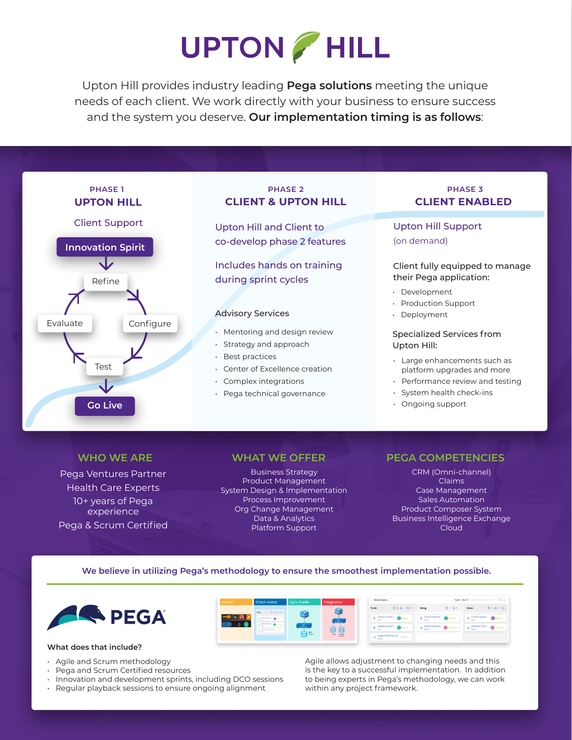# UPTON HILL

Upton Hill provides industry leading **Pega solutions** meeting the unique needs of each client. We work directly with your business to ensure success and the system you deserve. **Our implementation timing is as follows**:

## PHASE 1
### UPTON HILL

Client Support

**Innovation Spirit**

Refine → Configure → Test → Evaluate

**Go Live**

## PHASE 2
### CLIENT & UPTON HILL

Upton Hill and Client to co-develop phase 2 features

Includes hands on training during sprint cycles

Advisory Services

- Mentoring and design review
- Strategy and approach
- Best practices
- Center of Excellence creation
- Complex integrations
- Pega technical governance

## PHASE 3
### CLIENT ENABLED

Upton Hill Support

(on demand)

Client fully equipped to manage their Pega application:

- Development
- Production Support
- Deployment

Specialized Services from Upton Hill:

- Large enhancements such as platform upgrades and more
- Performance review and testing
- System health check-ins
- Ongoing support

## WHO WE ARE

Pega Ventures Partner

Health Care Experts

10+ years of Pega experience

Pega & Scrum Certified

## WHAT WE OFFER

Business Strategy
Product Management
System Design & Implementation
Process Improvement
Org Change Management
Data & Analytics
Platform Support

## PEGA COMPETENCIES

CRM (Omni-channel)
Claims
Case Management
Sales Automation
Product Composer System
Business Intelligence Exchange
Cloud

**We believe in utilizing Pega's methodology to ensure the smoothest implementation possible.**

PEGA

**What does that include?**

- Agile and Scrum methodology
- Pega and Scrum Certified resources
- Innovation and development sprints, including DCO sessions
- Regular playback sessions to ensure ongoing alignment

Agile allows adjustment to changing needs and this is the key to a successful implementation. In addition to being experts in Pega's methodology, we can work within any project framework.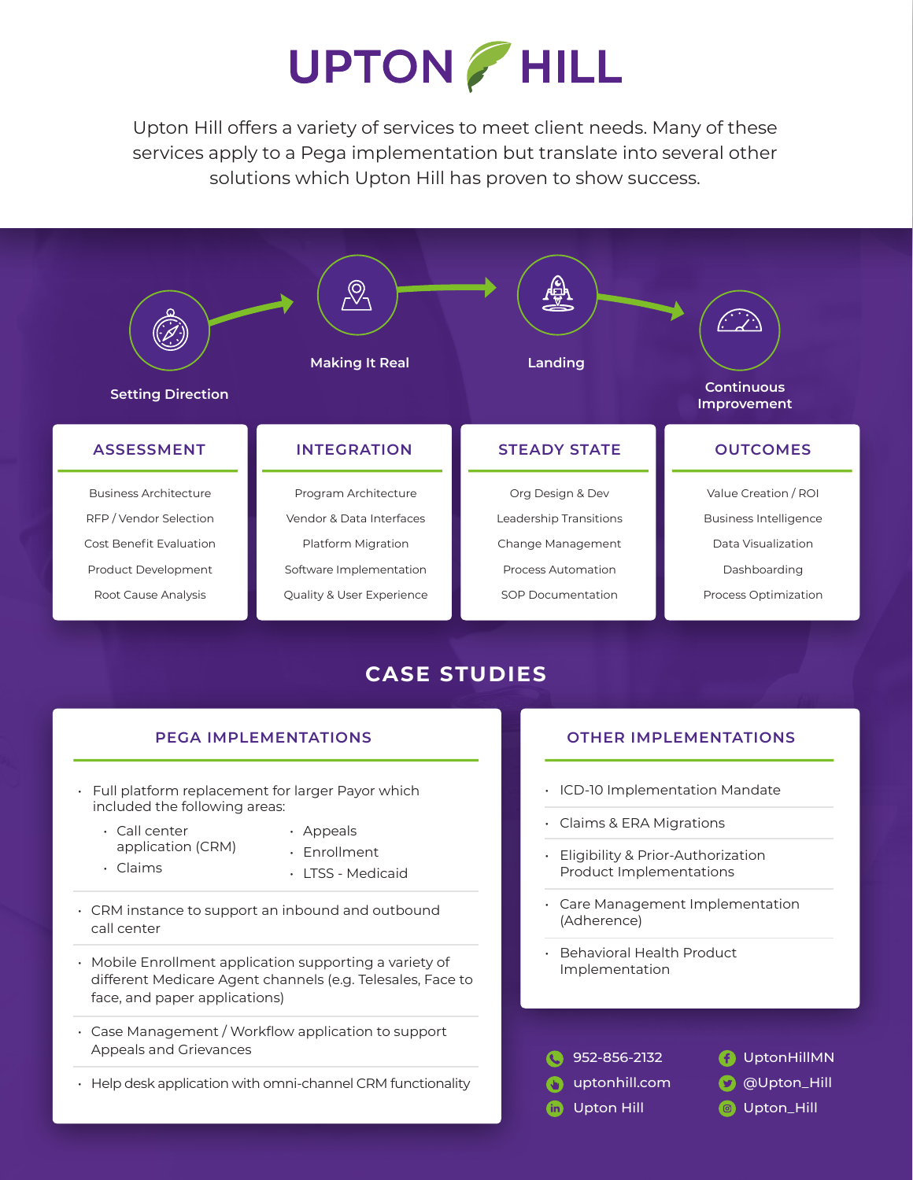# UPTON HILL

Upton Hill offers a variety of services to meet client needs. Many of these services apply to a Pega implementation but translate into several other solutions which Upton Hill has proven to show success.

Setting Direction → Making It Real → Landing → Continuous Improvement

### ASSESSMENT

- Business Architecture
- RFP / Vendor Selection
- Cost Benefit Evaluation
- Product Development
- Root Cause Analysis

### INTEGRATION

- Program Architecture
- Vendor & Data Interfaces
- Platform Migration
- Software Implementation
- Quality & User Experience

### STEADY STATE

- Org Design & Dev
- Leadership Transitions
- Change Management
- Process Automation
- SOP Documentation

### OUTCOMES

- Value Creation / ROI
- Business Intelligence
- Data Visualization
- Dashboarding
- Process Optimization

## CASE STUDIES

### PEGA IMPLEMENTATIONS

- Full platform replacement for larger Payor which included the following areas:
  - Call center application (CRM)
  - Claims
  - Appeals
  - Enrollment
  - LTSS - Medicaid
- CRM instance to support an inbound and outbound call center
- Mobile Enrollment application supporting a variety of different Medicare Agent channels (e.g. Telesales, Face to face, and paper applications)
- Case Management / Workflow application to support Appeals and Grievances
- Help desk application with omni-channel CRM functionality

### OTHER IMPLEMENTATIONS

- ICD-10 Implementation Mandate
- Claims & ERA Migrations
- Eligibility & Prior-Authorization Product Implementations
- Care Management Implementation (Adherence)
- Behavioral Health Product Implementation

952-856-2132
uptonhill.com
Upton Hill
UptonHillMN
@Upton_Hill
Upton_Hill